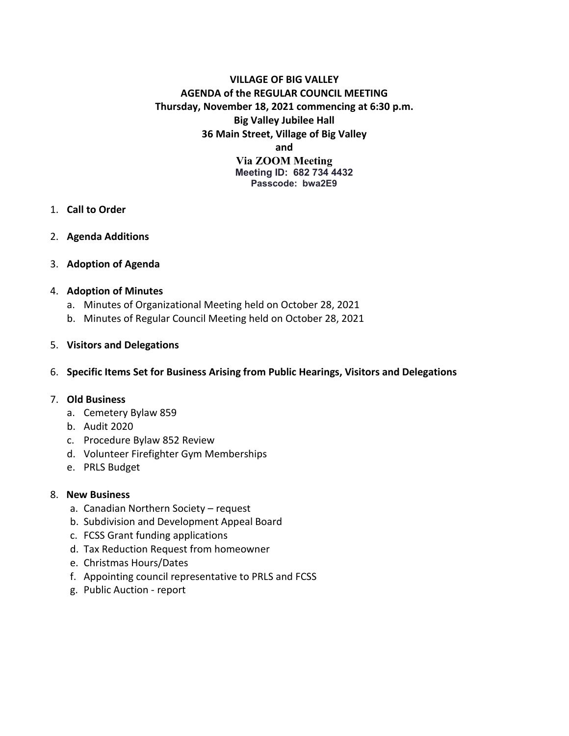**VILLAGE OF BIG VALLEY**
**AGENDA of the REGULAR COUNCIL MEETING**
**Thursday, November 18, 2021 commencing at 6:30 p.m.**
**Big Valley Jubilee Hall**
**36 Main Street, Village of Big Valley**
**and**
**Via ZOOM Meeting**
**Meeting ID: 682 734 4432**
**Passcode: bwa2E9**

1. **Call to Order**

2. **Agenda Additions**

3. **Adoption of Agenda**

4. **Adoption of Minutes**
   a. Minutes of Organizational Meeting held on October 28, 2021
   b. Minutes of Regular Council Meeting held on October 28, 2021

5. **Visitors and Delegations**

6. **Specific Items Set for Business Arising from Public Hearings, Visitors and Delegations**

7. **Old Business**
   a. Cemetery Bylaw 859
   b. Audit 2020
   c. Procedure Bylaw 852 Review
   d. Volunteer Firefighter Gym Memberships
   e. PRLS Budget

8. **New Business**
   a. Canadian Northern Society – request
   b. Subdivision and Development Appeal Board
   c. FCSS Grant funding applications
   d. Tax Reduction Request from homeowner
   e. Christmas Hours/Dates
   f. Appointing council representative to PRLS and FCSS
   g. Public Auction - report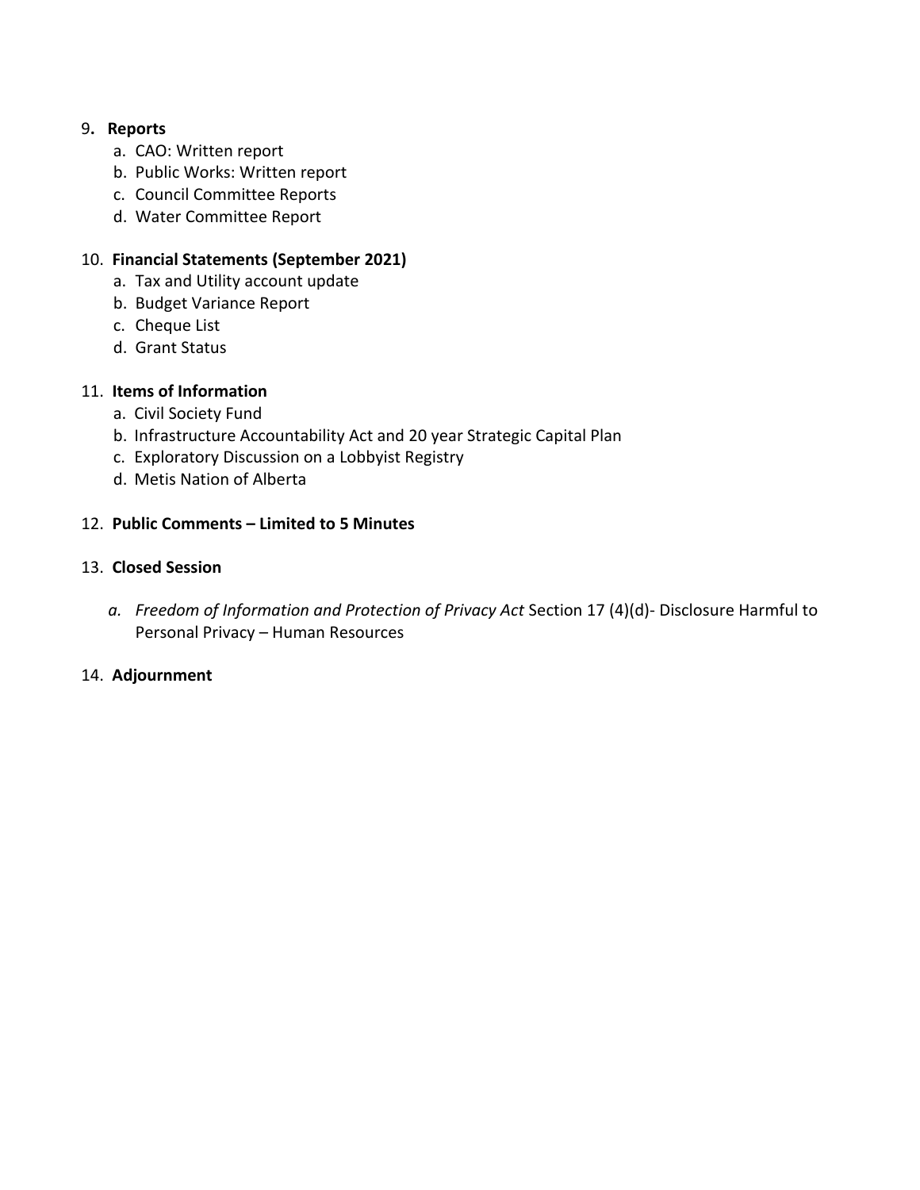9. **Reports**
    a. CAO: Written report
    b. Public Works: Written report
    c. Council Committee Reports
    d. Water Committee Report

10. **Financial Statements (September 2021)**
    a. Tax and Utility account update
    b. Budget Variance Report
    c. Cheque List
    d. Grant Status

11. **Items of Information**
    a. Civil Society Fund
    b. Infrastructure Accountability Act and 20 year Strategic Capital Plan
    c. Exploratory Discussion on a Lobbyist Registry
    d. Metis Nation of Alberta

12. **Public Comments – Limited to 5 Minutes**

13. **Closed Session**

    *a. Freedom of Information and Protection of Privacy Act* Section 17 (4)(d)- Disclosure Harmful to Personal Privacy – Human Resources

14. **Adjournment**